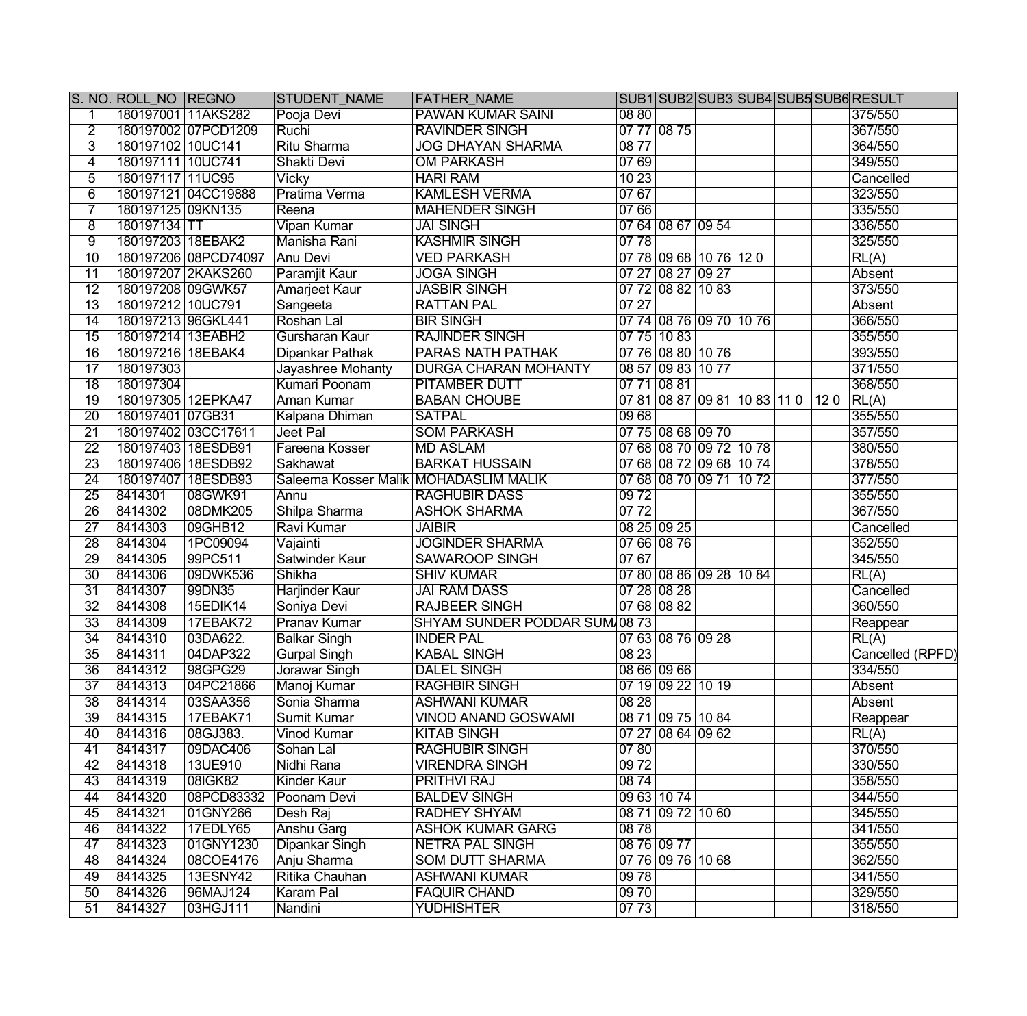| S. NO. | ROLL_NO | REGNO | STUDENT_NAME | FATHER_NAME | SUB1 | SUB2 | SUB3 | SUB4 | SUB5 | SUB6 | RESULT |
|---|---|---|---|---|---|---|---|---|---|---|---|
| 1 | 180197001 | 11AKS282 | Pooja Devi | PAWAN KUMAR SAINI | 08 80 | | | | | | 375/550 |
| 2 | 180197002 | 07PCD1209 | Ruchi | RAVINDER SINGH | 07 77 | 08 75 | | | | | 367/550 |
| 3 | 180197102 | 10UC141 | Ritu Sharma | JOG DHAYAN SHARMA | 08 77 | | | | | | 364/550 |
| 4 | 180197111 | 10UC741 | Shakti Devi | OM PARKASH | 07 69 | | | | | | 349/550 |
| 5 | 180197117 | 11UC95 | Vicky | HARI RAM | 10 23 | | | | | | Cancelled |
| 6 | 180197121 | 04CC19888 | Pratima Verma | KAMLESH VERMA | 07 67 | | | | | | 323/550 |
| 7 | 180197125 | 09KN135 | Reena | MAHENDER SINGH | 07 66 | | | | | | 335/550 |
| 8 | 180197134 | TT | Vipan Kumar | JAI SINGH | 07 64 | 08 67 | 09 54 | | | | 336/550 |
| 9 | 180197203 | 18EBAK2 | Manisha Rani | KASHMIR SINGH | 07 78 | | | | | | 325/550 |
| 10 | 180197206 | 08PCD74097 | Anu Devi | VED PARKASH | 07 78 | 09 68 | 10 76 | 12 0 | | | RL(A) |
| 11 | 180197207 | 2KAKS260 | Paramjit Kaur | JOGA SINGH | 07 27 | 08 27 | 09 27 | | | | Absent |
| 12 | 180197208 | 09GWK57 | Amarjeet Kaur | JASBIR SINGH | 07 72 | 08 82 | 10 83 | | | | 373/550 |
| 13 | 180197212 | 10UC791 | Sangeeta | RATTAN PAL | 07 27 | | | | | | Absent |
| 14 | 180197213 | 96GKL441 | Roshan Lal | BIR SINGH | 07 74 | 08 76 | 09 70 | 10 76 | | | 366/550 |
| 15 | 180197214 | 13EABH2 | Gursharan Kaur | RAJINDER SINGH | 07 75 | 10 83 | | | | | 355/550 |
| 16 | 180197216 | 18EBAK4 | Dipankar Pathak | PARAS NATH PATHAK | 07 76 | 08 80 | 10 76 | | | | 393/550 |
| 17 | 180197303 | | Jayashree Mohanty | DURGA CHARAN MOHANTY | 08 57 | 09 83 | 10 77 | | | | 371/550 |
| 18 | 180197304 | | Kumari Poonam | PITAMBER DUTT | 07 71 | 08 81 | | | | | 368/550 |
| 19 | 180197305 | 12EPKA47 | Aman Kumar | BABAN CHOUBE | 07 81 | 08 87 | 09 81 | 10 83 | 11 0 | 12 0 | RL(A) |
| 20 | 180197401 | 07GB31 | Kalpana Dhiman | SATPAL | 09 68 | | | | | | 355/550 |
| 21 | 180197402 | 03CC17611 | Jeet Pal | SOM PARKASH | 07 75 | 08 68 | 09 70 | | | | 357/550 |
| 22 | 180197403 | 18ESDB91 | Fareena Kosser | MD ASLAM | 07 68 | 08 70 | 09 72 | 10 78 | | | 380/550 |
| 23 | 180197406 | 18ESDB92 | Sakhawat | BARKAT HUSSAIN | 07 68 | 08 72 | 09 68 | 10 74 | | | 378/550 |
| 24 | 180197407 | 18ESDB93 | Saleema Kosser Malik | MOHADASLIM MALIK | 07 68 | 08 70 | 09 71 | 10 72 | | | 377/550 |
| 25 | 8414301 | 08GWK91 | Annu | RAGHUBIR DASS | 09 72 | | | | | | 355/550 |
| 26 | 8414302 | 08DMK205 | Shilpa Sharma | ASHOK SHARMA | 07 72 | | | | | | 367/550 |
| 27 | 8414303 | 09GHB12 | Ravi Kumar | JAIBIR | 08 25 | 09 25 | | | | | Cancelled |
| 28 | 8414304 | 1PC09094 | Vajainti | JOGINDER SHARMA | 07 66 | 08 76 | | | | | 352/550 |
| 29 | 8414305 | 99PC511 | Satwinder Kaur | SAWAROOP SINGH | 07 67 | | | | | | 345/550 |
| 30 | 8414306 | 09DWK536 | Shikha | SHIV KUMAR | 07 80 | 08 86 | 09 28 | 10 84 | | | RL(A) |
| 31 | 8414307 | 99DN35 | Harjinder Kaur | JAI RAM DASS | 07 28 | 08 28 | | | | | Cancelled |
| 32 | 8414308 | 15EDIK14 | Soniya Devi | RAJBEER SINGH | 07 68 | 08 82 | | | | | 360/550 |
| 33 | 8414309 | 17EBAK72 | Pranav Kumar | SHYAM SUNDER PODDAR SUM/ | 08 73 | | | | | | Reappear |
| 34 | 8414310 | 03DA622. | Balkar Singh | INDER PAL | 07 63 | 08 76 | 09 28 | | | | RL(A) |
| 35 | 8414311 | 04DAP322 | Gurpal Singh | KABAL SINGH | 08 23 | | | | | | Cancelled (RPFD) |
| 36 | 8414312 | 98GPG29 | Jorawar Singh | DALEL SINGH | 08 66 | 09 66 | | | | | 334/550 |
| 37 | 8414313 | 04PC21866 | Manoj Kumar | RAGHBIR SINGH | 07 19 | 09 22 | 10 19 | | | | Absent |
| 38 | 8414314 | 03SAA356 | Sonia Sharma | ASHWANI KUMAR | 08 28 | | | | | | Absent |
| 39 | 8414315 | 17EBAK71 | Sumit Kumar | VINOD ANAND GOSWAMI | 08 71 | 09 75 | 10 84 | | | | Reappear |
| 40 | 8414316 | 08GJ383. | Vinod Kumar | KITAB SINGH | 07 27 | 08 64 | 09 62 | | | | RL(A) |
| 41 | 8414317 | 09DAC406 | Sohan Lal | RAGHUBIR SINGH | 07 80 | | | | | | 370/550 |
| 42 | 8414318 | 13UE910 | Nidhi Rana | VIRENDRA SINGH | 09 72 | | | | | | 330/550 |
| 43 | 8414319 | 08IGK82 | Kinder Kaur | PRITHVI RAJ | 08 74 | | | | | | 358/550 |
| 44 | 8414320 | 08PCD83332 | Poonam Devi | BALDEV SINGH | 09 63 | 10 74 | | | | | 344/550 |
| 45 | 8414321 | 01GNY266 | Desh Raj | RADHEY SHYAM | 08 71 | 09 72 | 10 60 | | | | 345/550 |
| 46 | 8414322 | 17EDLY65 | Anshu Garg | ASHOK KUMAR GARG | 08 78 | | | | | | 341/550 |
| 47 | 8414323 | 01GNY1230 | Dipankar Singh | NETRA PAL SINGH | 08 76 | 09 77 | | | | | 355/550 |
| 48 | 8414324 | 08COE4176 | Anju Sharma | SOM DUTT SHARMA | 07 76 | 09 76 | 10 68 | | | | 362/550 |
| 49 | 8414325 | 13ESNY42 | Ritika Chauhan | ASHWANI KUMAR | 09 78 | | | | | | 341/550 |
| 50 | 8414326 | 96MAJ124 | Karam Pal | FAQUIR CHAND | 09 70 | | | | | | 329/550 |
| 51 | 8414327 | 03HGJ111 | Nandini | YUDHISHTER | 07 73 | | | | | | 318/550 |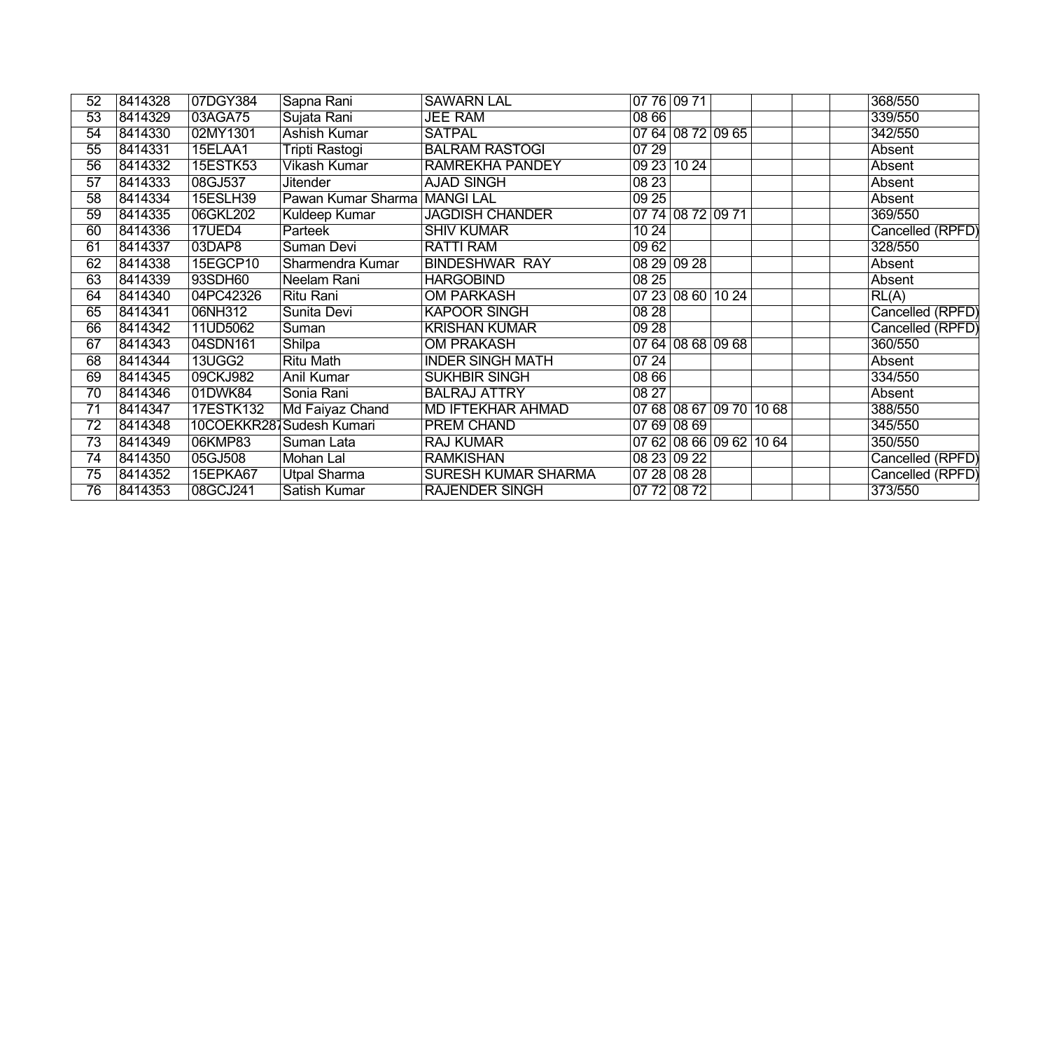| | | | | | | | | | | | |
|---|---|---|---|---|---|---|---|---|---|---|---|
| 52 | 8414328 | 07DGY384 | Sapna Rani | SAWARN LAL | 07 76 | 09 71 | | | | | 368/550 |
| 53 | 8414329 | 03AGA75 | Sujata Rani | JEE RAM | 08 66 | | | | | | 339/550 |
| 54 | 8414330 | 02MY1301 | Ashish Kumar | SATPAL | 07 64 | 08 72 | 09 65 | | | | 342/550 |
| 55 | 8414331 | 15ELAA1 | Tripti Rastogi | BALRAM RASTOGI | 07 29 | | | | | | Absent |
| 56 | 8414332 | 15ESTK53 | Vikash Kumar | RAMREKHA PANDEY | 09 23 | 10 24 | | | | | Absent |
| 57 | 8414333 | 08GJ537 | Jitender | AJAD SINGH | 08 23 | | | | | | Absent |
| 58 | 8414334 | 15ESLH39 | Pawan Kumar Sharma | MANGI LAL | 09 25 | | | | | | Absent |
| 59 | 8414335 | 06GKL202 | Kuldeep Kumar | JAGDISH CHANDER | 07 74 | 08 72 | 09 71 | | | | 369/550 |
| 60 | 8414336 | 17UED4 | Parteek | SHIV KUMAR | 10 24 | | | | | | Cancelled (RPFD) |
| 61 | 8414337 | 03DAP8 | Suman Devi | RATTI RAM | 09 62 | | | | | | 328/550 |
| 62 | 8414338 | 15EGCP10 | Sharmendra Kumar | BINDESHWAR RAY | 08 29 | 09 28 | | | | | Absent |
| 63 | 8414339 | 93SDH60 | Neelam Rani | HARGOBIND | 08 25 | | | | | | Absent |
| 64 | 8414340 | 04PC42326 | Ritu Rani | OM PARKASH | 07 23 | 08 60 | 10 24 | | | | RL(A) |
| 65 | 8414341 | 06NH312 | Sunita Devi | KAPOOR SINGH | 08 28 | | | | | | Cancelled (RPFD) |
| 66 | 8414342 | 11UD5062 | Suman | KRISHAN KUMAR | 09 28 | | | | | | Cancelled (RPFD) |
| 67 | 8414343 | 04SDN161 | Shilpa | OM PRAKASH | 07 64 | 08 68 | 09 68 | | | | 360/550 |
| 68 | 8414344 | 13UGG2 | Ritu Math | INDER SINGH MATH | 07 24 | | | | | | Absent |
| 69 | 8414345 | 09CKJ982 | Anil Kumar | SUKHBIR SINGH | 08 66 | | | | | | 334/550 |
| 70 | 8414346 | 01DWK84 | Sonia Rani | BALRAJ ATTRY | 08 27 | | | | | | Absent |
| 71 | 8414347 | 17ESTK132 | Md Faiyaz Chand | MD IFTEKHAR AHMAD | 07 68 | 08 67 | 09 70 | 10 68 | | | 388/550 |
| 72 | 8414348 | 10COEKKR287 | Sudesh Kumari | PREM CHAND | 07 69 | 08 69 | | | | | 345/550 |
| 73 | 8414349 | 06KMP83 | Suman Lata | RAJ KUMAR | 07 62 | 08 66 | 09 62 | 10 64 | | | 350/550 |
| 74 | 8414350 | 05GJ508 | Mohan Lal | RAMKISHAN | 08 23 | 09 22 | | | | | Cancelled (RPFD) |
| 75 | 8414352 | 15EPKA67 | Utpal Sharma | SURESH KUMAR SHARMA | 07 28 | 08 28 | | | | | Cancelled (RPFD) |
| 76 | 8414353 | 08GCJ241 | Satish Kumar | RAJENDER SINGH | 07 72 | 08 72 | | | | | 373/550 |